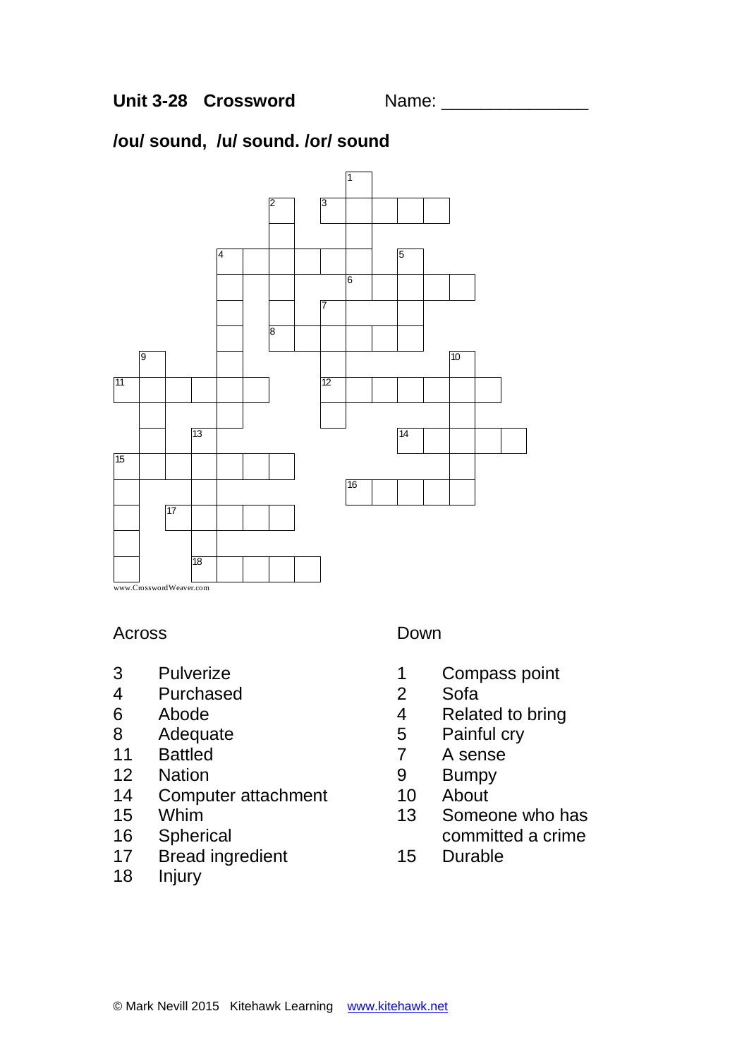**Unit 3-28 Crossword** Name: _______________

**/ou/ sound, /u/ sound. /or/ sound**

www.CrosswordWeaver.com

Across

3 Pulverize
4 Purchased
6 Abode
8 Adequate
11 Battled
12 Nation
14 Computer attachment
15 Whim
16 Spherical
17 Bread ingredient
18 Injury

Down

1 Compass point
2 Sofa
4 Related to bring
5 Painful cry
7 A sense
9 Bumpy
10 About
13 Someone who has committed a crime
15 Durable

© Mark Nevill 2015 Kitehawk Learning www.kitehawk.net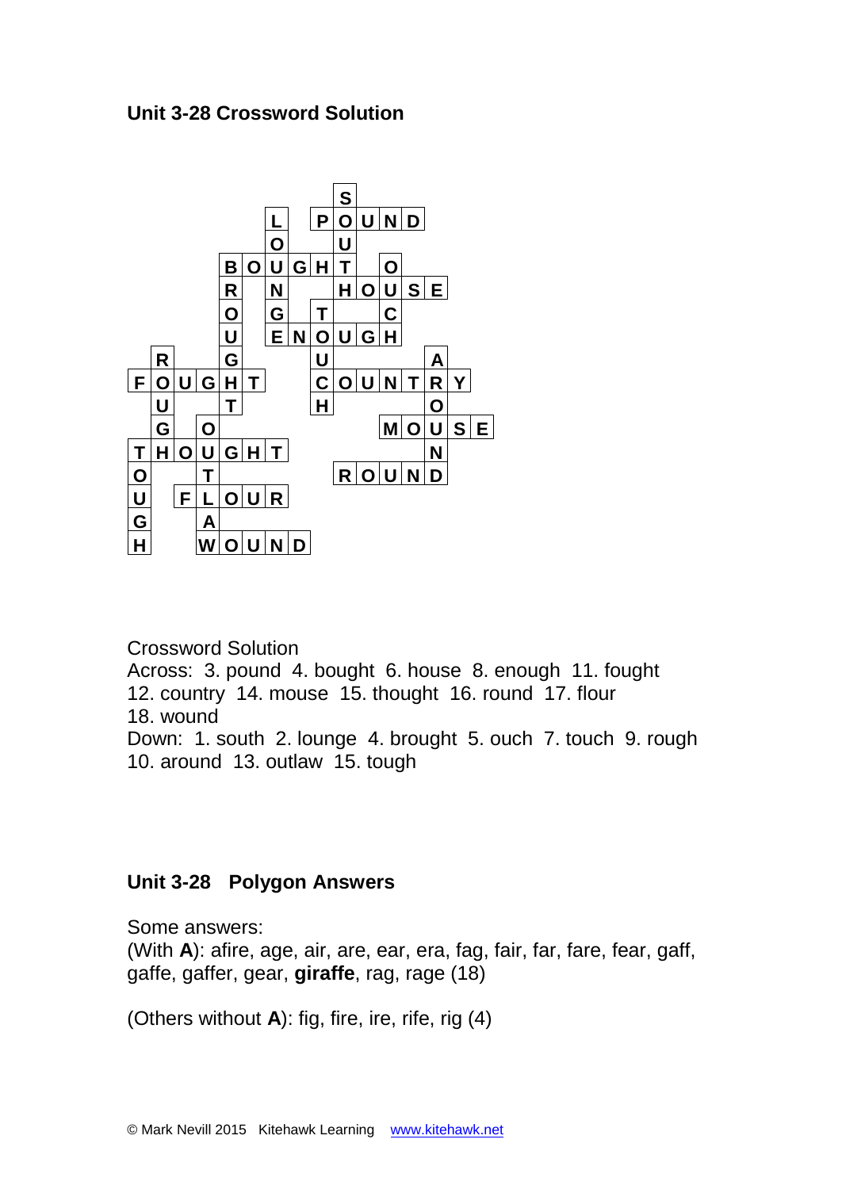## Unit 3-28 Crossword Solution

Crossword Solution

Across: 3. pound 4. bought 6. house 8. enough 11. fought 12. country 14. mouse 15. thought 16. round 17. flour 18. wound

Down: 1. south 2. lounge 4. brought 5. ouch 7. touch 9. rough 10. around 13. outlaw 15. tough

## Unit 3-28 Polygon Answers

Some answers:

(With **A**): afire, age, air, are, ear, era, fag, fair, far, fare, fear, gaff, gaffe, gaffer, gear, **giraffe**, rag, rage (18)

(Others without **A**): fig, fire, ire, rife, rig (4)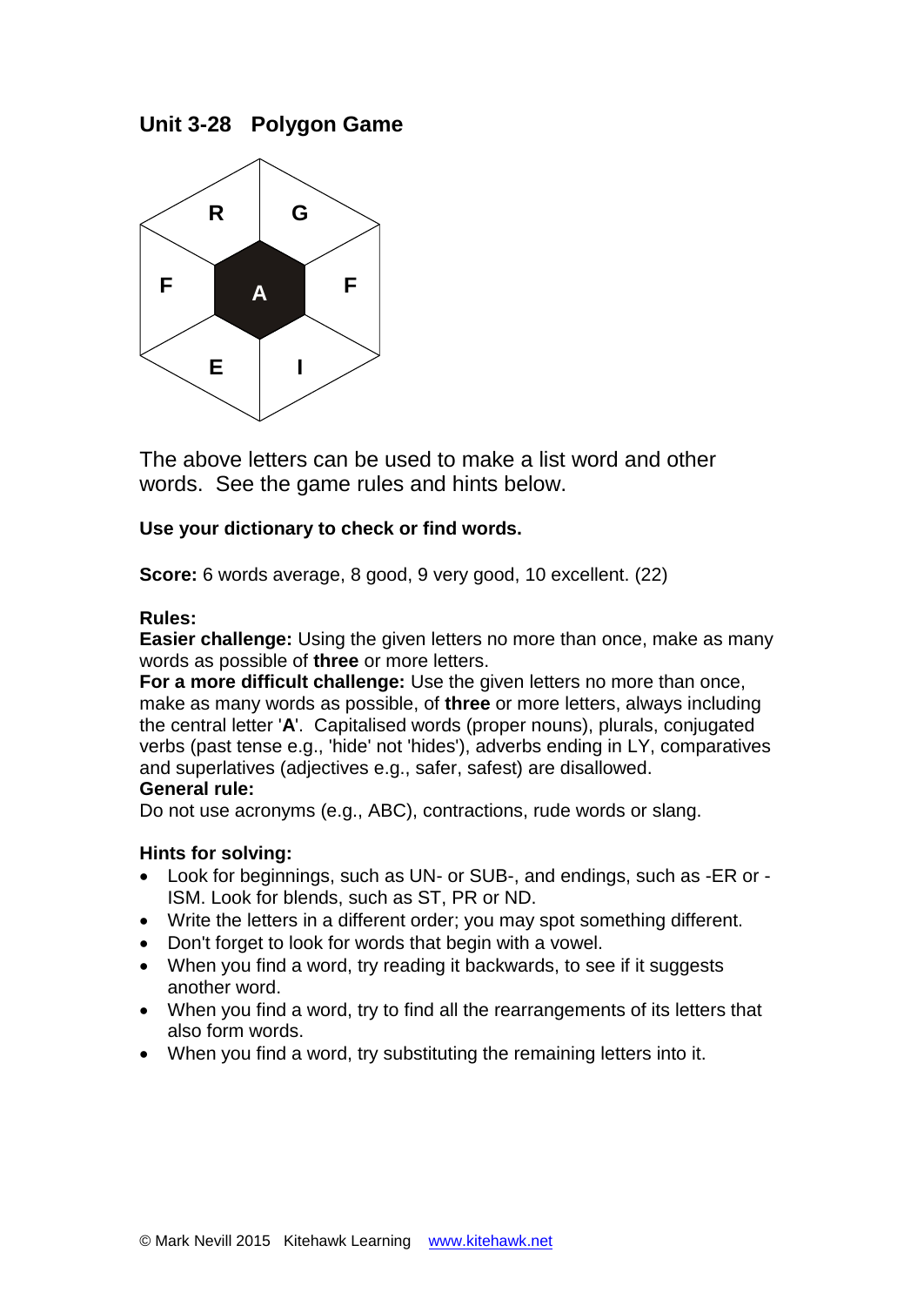## Unit 3-28   Polygon Game

R G

F A F

E I

The above letters can be used to make a list word and other words.  See the game rules and hints below.

**Use your dictionary to check or find words.**

**Score:** 6 words average, 8 good, 9 very good, 10 excellent. (22)

**Rules:**
**Easier challenge:** Using the given letters no more than once, make as many words as possible of **three** or more letters.
**For a more difficult challenge:** Use the given letters no more than once, make as many words as possible, of **three** or more letters, always including the central letter '**A**'.  Capitalised words (proper nouns), plurals, conjugated verbs (past tense e.g., 'hide' not 'hides'), adverbs ending in LY, comparatives and superlatives (adjectives e.g., safer, safest) are disallowed.
**General rule:**
Do not use acronyms (e.g., ABC), contractions, rude words or slang.

**Hints for solving:**

- Look for beginnings, such as UN- or SUB-, and endings, such as -ER or -ISM. Look for blends, such as ST, PR or ND.
- Write the letters in a different order; you may spot something different.
- Don't forget to look for words that begin with a vowel.
- When you find a word, try reading it backwards, to see if it suggests another word.
- When you find a word, try to find all the rearrangements of its letters that also form words.
- When you find a word, try substituting the remaining letters into it.

© Mark Nevill 2015   Kitehawk Learning   www.kitehawk.net